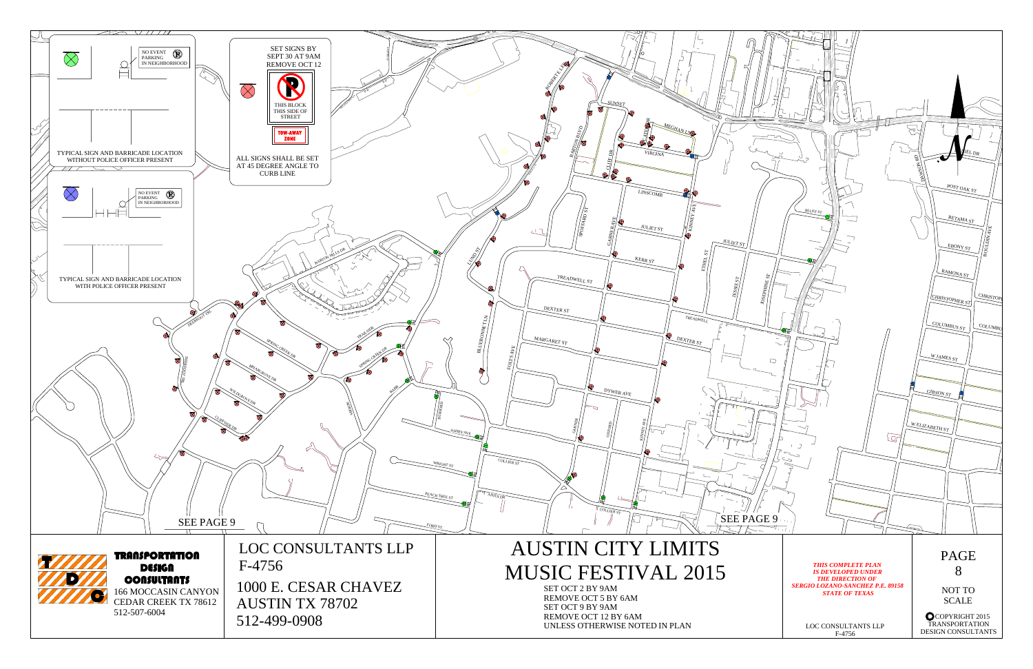NO EVENT PARKING IN NEIGHBORHOOD

TYPICAL SIGN AND BARRICADE LOCATION WITHOUT POLICE OFFICER PRESENT

NO EVENT PARKING IN NEIGHBORHOOD

TYPICAL SIGN AND BARRICADE LOCATION WITH POLICE OFFICER PRESENT

SET SIGNS BY SEPT 30 AT 9AM
REMOVE OCT 12

THIS BLOCK THIS SIDE OF STREET

TOW-AWAY ZONE

ALL SIGNS SHALL BE SET AT 45 DEGREE ANGLE TO CURB LINE

ROBERT E LEE RD, SUNSET, BARTON BLVD, MEGHAN LN, VIRGINIA, CLIFF DR, LINSCOMB, SPOFFORD ST, GARNER AVE, JULIET ST, KINNEY AVE, KERR ST, BLUFF ST, ETHEL ST, JESSIE ST, JOSEPHINE ST, TREADWELL ST, DEXTER ST, MARGARET ST, BLUEBONNET LN, FOLTS AVE, DYWER AVE, GARNER, OXFORD, KINNEY AVE, ASHBY AVE, COLLIER ST, WRIGHT ST, PEACH TREE ST, JUANITA DR, COLLIER ST, FORD ST, LUND ST, BARTON HILLS DR, TRAILSIDE, SPRING CREEK DR, BRIARGROVE DR, WILDERNESS DR, CLIFFSIDE DR, DEERFOOT TRL, BARRETT LN, POST OAK ST, RETAMA ST, EBONY ST, RAMONA ST, CHRISTOPHER ST, COLUMBUS ST, W JAMES ST, GIBSON ST, W ELIZABETH ST, BOULDIN AVE

SEE PAGE 9

SEE PAGE 9

**TRANSPORTATION DESIGN CONSULTANTS**
166 MOCCASIN CANYON
CEDAR CREEK TX 78612
512-507-6004

LOC CONSULTANTS LLP
F-4756
1000 E. CESAR CHAVEZ
AUSTIN TX 78702
512-499-0908

# AUSTIN CITY LIMITS MUSIC FESTIVAL 2015

SET OCT 2 BY 9AM
REMOVE OCT 5 BY 6AM
SET OCT 9 BY 9AM
REMOVE OCT 12 BY 6AM
UNLESS OTHERWISE NOTED IN PLAN

*THIS COMPLETE PLAN IS DEVELOPED UNDER THE DIRECTION OF SERGIO LOZANO-SANCHEZ P.E. 89158 STATE OF TEXAS*

LOC CONSULTANTS LLP
F-4756

PAGE 8

NOT TO SCALE

©COPYRIGHT 2015 TRANSPORTATION DESIGN CONSULTANTS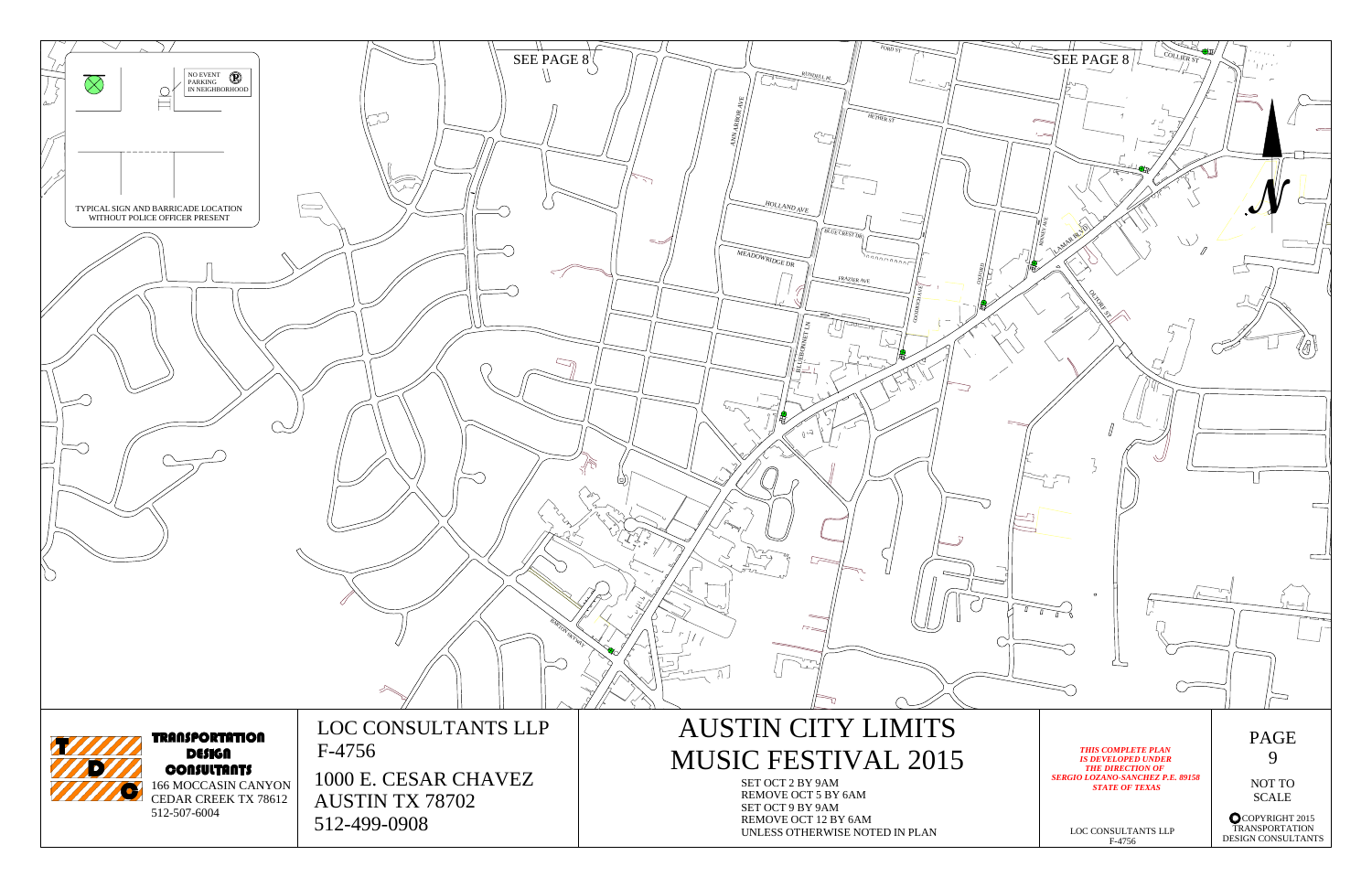SEE PAGE 8

SEE PAGE 8

NO EVENT PARKING IN NEIGHBORHOOD

TYPICAL SIGN AND BARRICADE LOCATION WITHOUT POLICE OFFICER PRESENT

RUNDELL PL

FORD ST

ANN ARBOR AVE

HETHER ST

COLLIER ST

HOLLAND AVE

BLUE CREST DR

MEADOWBRIDGE DR

FRAZIER AVE

BLUEBONNET LN

OXFORD

GOODRICH AVE

KINNEY AVE

LAMAR BLVD

DEFOREST ST

BARTON SKYWAY

N

**TRANSPORTATION DESIGN CONSULTANTS**

166 MOCCASIN CANYON
CEDAR CREEK TX 78612
512-507-6004

LOC CONSULTANTS LLP
F-4756

1000 E. CESAR CHAVEZ
AUSTIN TX 78702
512-499-0908

# AUSTIN CITY LIMITS MUSIC FESTIVAL 2015

SET OCT 2 BY 9AM
REMOVE OCT 5 BY 6AM
SET OCT 9 BY 9AM
REMOVE OCT 12 BY 6AM
UNLESS OTHERWISE NOTED IN PLAN

*THIS COMPLETE PLAN IS DEVELOPED UNDER THE DIRECTION OF SERGIO LOZANO-SANCHEZ P.E. 89158 STATE OF TEXAS*

LOC CONSULTANTS LLP
F-4756

PAGE 9

NOT TO SCALE

©COPYRIGHT 2015 TRANSPORTATION DESIGN CONSULTANTS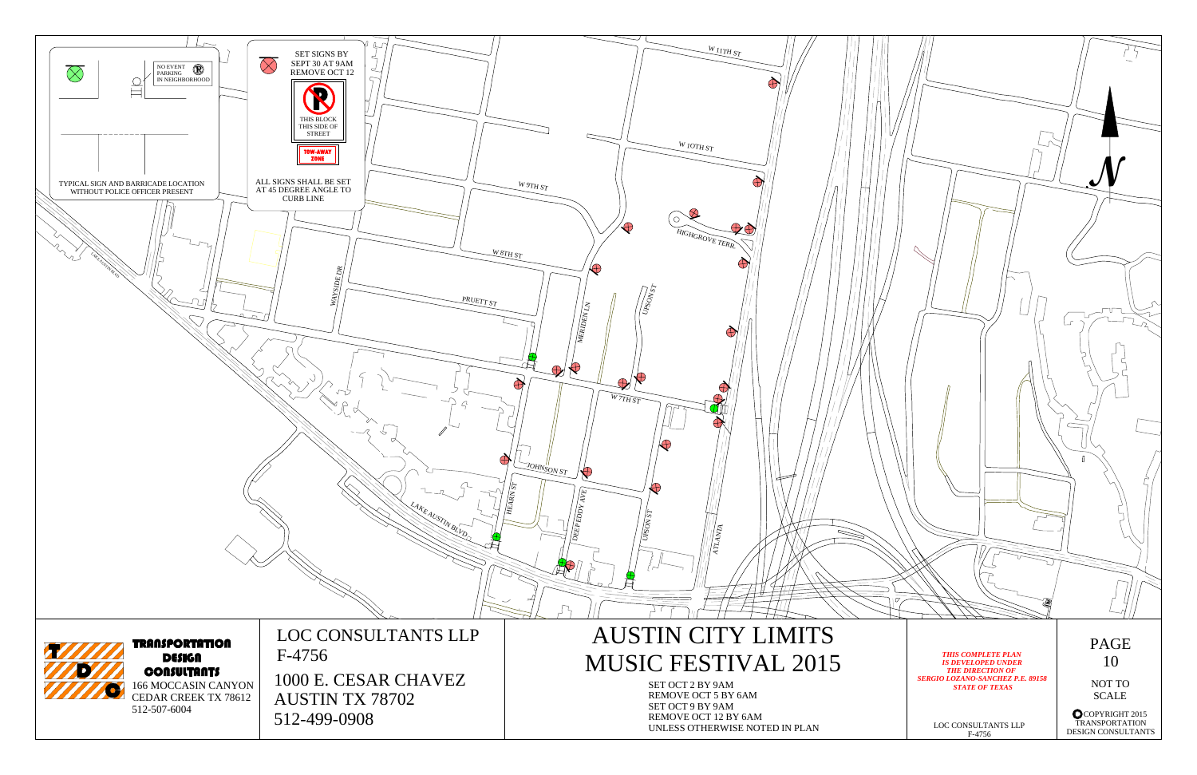NO EVENT PARKING IN NEIGHBORHOOD

TYPICAL SIGN AND BARRICADE LOCATION WITHOUT POLICE OFFICER PRESENT

SET SIGNS BY SEPT 30 AT 9AM REMOVE OCT 12

THIS BLOCK THIS SIDE OF STREET

TOW-AWAY ZONE

ALL SIGNS SHALL BE SET AT 45 DEGREE ANGLE TO CURB LINE

W 11TH ST

W 10TH ST

W 9TH ST

HIGHGROVE TERR.

W 8TH ST

WAYSIDE DR

PRUETT ST

MERIDEN LN

UPSON ST

W 7TH ST

JOHNSON ST

HEARN ST

DEEP EDDY AVE

UPSON ST

ATLANTA

LAKE AUSTIN BLVD

LAKE AUSTIN BLVD

N

**TRANSPORTATION DESIGN CONSULTANTS**
166 MOCCASIN CANYON
CEDAR CREEK TX 78612
512-507-6004

LOC CONSULTANTS LLP
F-4756
1000 E. CESAR CHAVEZ
AUSTIN TX 78702
512-499-0908

# AUSTIN CITY LIMITS MUSIC FESTIVAL 2015

SET OCT 2 BY 9AM
REMOVE OCT 5 BY 6AM
SET OCT 9 BY 9AM
REMOVE OCT 12 BY 6AM
UNLESS OTHERWISE NOTED IN PLAN

*THIS COMPLETE PLAN IS DEVELOPED UNDER THE DIRECTION OF SERGIO LOZANO-SANCHEZ P.E. 89158 STATE OF TEXAS*

LOC CONSULTANTS LLP
F-4756

PAGE 10

NOT TO SCALE

©COPYRIGHT 2015 TRANSPORTATION DESIGN CONSULTANTS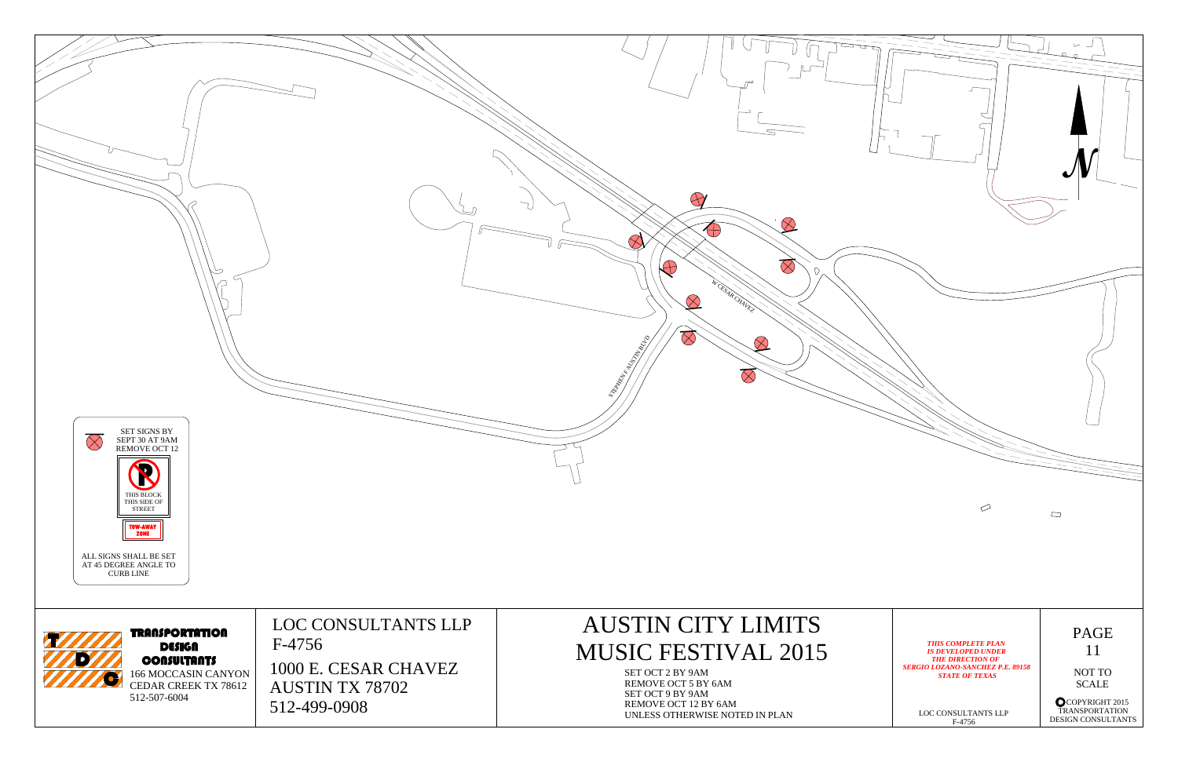W CESAR CHAVEZ

STEPHEN F AUSTIN BLVD

N

SET SIGNS BY SEPT 30 AT 9AM REMOVE OCT 12

THIS BLOCK THIS SIDE OF STREET

TOW-AWAY ZONE

ALL SIGNS SHALL BE SET AT 45 DEGREE ANGLE TO CURB LINE

**TRANSPORTATION DESIGN CONSULTANTS**
166 MOCCASIN CANYON
CEDAR CREEK TX 78612
512-507-6004

LOC CONSULTANTS LLP
F-4756
1000 E. CESAR CHAVEZ
AUSTIN TX 78702
512-499-0908

# AUSTIN CITY LIMITS MUSIC FESTIVAL 2015

SET OCT 2 BY 9AM
REMOVE OCT 5 BY 6AM
SET OCT 9 BY 9AM
REMOVE OCT 12 BY 6AM
UNLESS OTHERWISE NOTED IN PLAN

*THIS COMPLETE PLAN IS DEVELOPED UNDER THE DIRECTION OF SERGIO LOZANO-SANCHEZ P.E. 89158 STATE OF TEXAS*

LOC CONSULTANTS LLP
F-4756

PAGE 11

NOT TO SCALE

© COPYRIGHT 2015 TRANSPORTATION DESIGN CONSULTANTS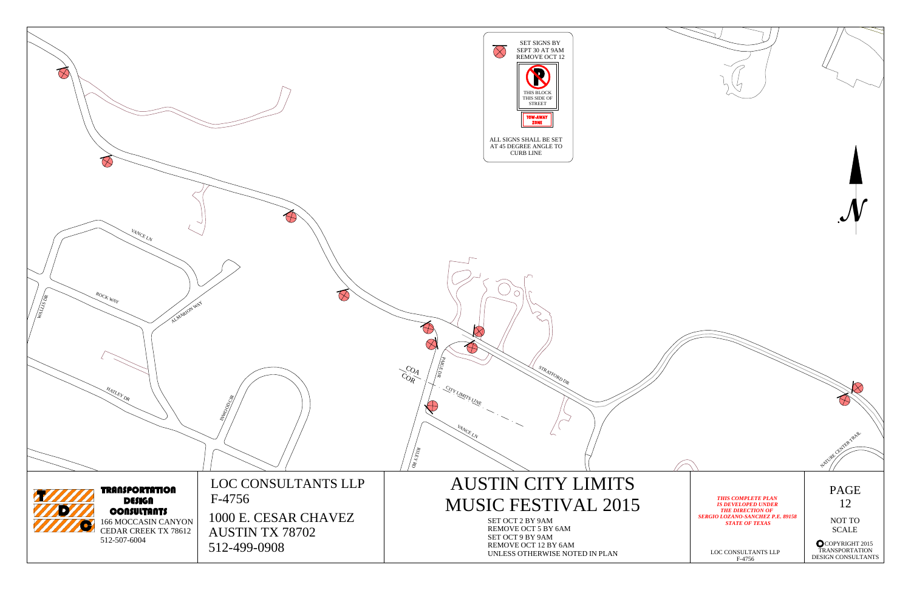SET SIGNS BY SEPT 30 AT 9AM REMOVE OCT 12

THIS BLOCK THIS SIDE OF STREET

TOW-AWAY ZONE

ALL SIGNS SHALL BE SET AT 45 DEGREE ANGLE TO CURB LINE

VANCE LN

ROCK WAY

WALLIS DR

ALMARION WAY

HATLEY DR

INWOOD CIR

COA

COR

PANCE DR

CITY LIMITS LINE

VANCE LN

RILEY RD

STRATFORD DR

NATURE CENTER TRAIL

N

**TRANSPORTATION DESIGN CONSULTANTS**

166 MOCCASIN CANYON
CEDAR CREEK TX 78612
512-507-6004

LOC CONSULTANTS LLP
F-4756

1000 E. CESAR CHAVEZ
AUSTIN TX 78702
512-499-0908

# AUSTIN CITY LIMITS MUSIC FESTIVAL 2015

SET OCT 2 BY 9AM
REMOVE OCT 5 BY 6AM
SET OCT 9 BY 9AM
REMOVE OCT 12 BY 6AM
UNLESS OTHERWISE NOTED IN PLAN

***THIS COMPLETE PLAN IS DEVELOPED UNDER THE DIRECTION OF SERGIO LOZANO-SANCHEZ P.E. 89158 STATE OF TEXAS***

LOC CONSULTANTS LLP
F-4756

PAGE
12

NOT TO SCALE

COPYRIGHT 2015 TRANSPORTATION DESIGN CONSULTANTS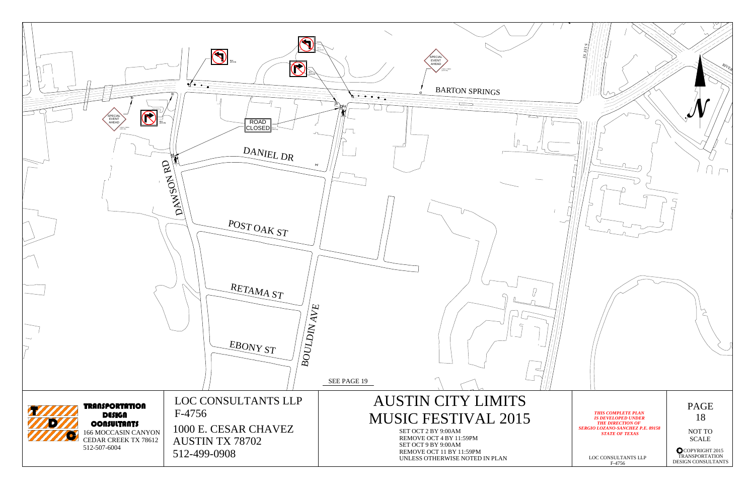SPECIAL EVENT AHEAD

SPECIAL EVENT AHEAD

ROAD CLOSED

BARTON SPRINGS

DANIEL DR

DAWSON RD

POST OAK ST

RETAMA ST

EBONY ST

BOULDIN AVE

S 1ST ST

RIVER

N

SEE PAGE 19

**TRANSPORTATION DESIGN CONSULTANTS**

166 MOCCASIN CANYON
CEDAR CREEK TX 78612
512-507-6004

LOC CONSULTANTS LLP
F-4756
1000 E. CESAR CHAVEZ
AUSTIN TX 78702
512-499-0908

# AUSTIN CITY LIMITS MUSIC FESTIVAL 2015

SET OCT 2 BY 9:00AM
REMOVE OCT 4 BY 11:59PM
SET OCT 9 BY 9:00AM
REMOVE OCT 11 BY 11:59PM
UNLESS OTHERWISE NOTED IN PLAN

***THIS COMPLETE PLAN IS DEVELOPED UNDER THE DIRECTION OF SERGIO LOZANO-SANCHEZ P.E. 89158 STATE OF TEXAS***

LOC CONSULTANTS LLP
F-4756

PAGE 18

NOT TO SCALE

©COPYRIGHT 2015 TRANSPORTATION DESIGN CONSULTANTS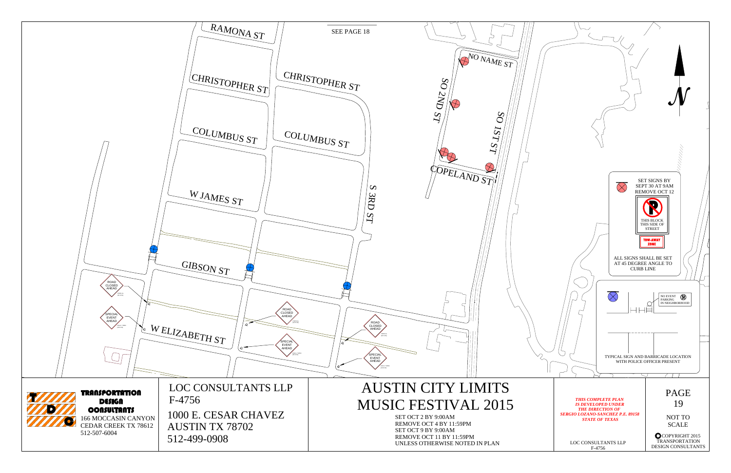SEE PAGE 18

RAMONA ST

CHRISTOPHER ST

CHRISTOPHER ST

COLUMBUS ST

COLUMBUS ST

W JAMES ST

S 3RD ST

GIBSON ST

W ELIZABETH ST

NO NAME ST

SO 2ND ST

SO 1ST ST

COPELAND ST

ROAD CLOSED AHEAD

SPECIAL EVENT AHEAD

SET SIGNS BY SEPT 30 AT 9AM REMOVE OCT 12

THIS BLOCK THIS SIDE OF STREET

TOW-AWAY ZONE

ALL SIGNS SHALL BE SET AT 45 DEGREE ANGLE TO CURB LINE

NO EVENT PARKING IN NEIGHBORHOOD

TYPICAL SIGN AND BARRICADE LOCATION WITH POLICE OFFICER PRESENT

**TRANSPORTATION DESIGN CONSULTANTS**
166 MOCCASIN CANYON
CEDAR CREEK TX 78612
512-507-6004

LOC CONSULTANTS LLP
F-4756
1000 E. CESAR CHAVEZ
AUSTIN TX 78702
512-499-0908

# AUSTIN CITY LIMITS MUSIC FESTIVAL 2015

SET OCT 2 BY 9:00AM
REMOVE OCT 4 BY 11:59PM
SET OCT 9 BY 9:00AM
REMOVE OCT 11 BY 11:59PM
UNLESS OTHERWISE NOTED IN PLAN

***THIS COMPLETE PLAN IS DEVELOPED UNDER THE DIRECTION OF SERGIO LOZANO-SANCHEZ P.E. 89158 STATE OF TEXAS***

LOC CONSULTANTS LLP
F-4756

PAGE 19

NOT TO SCALE

COPYRIGHT 2015 TRANSPORTATION DESIGN CONSULTANTS